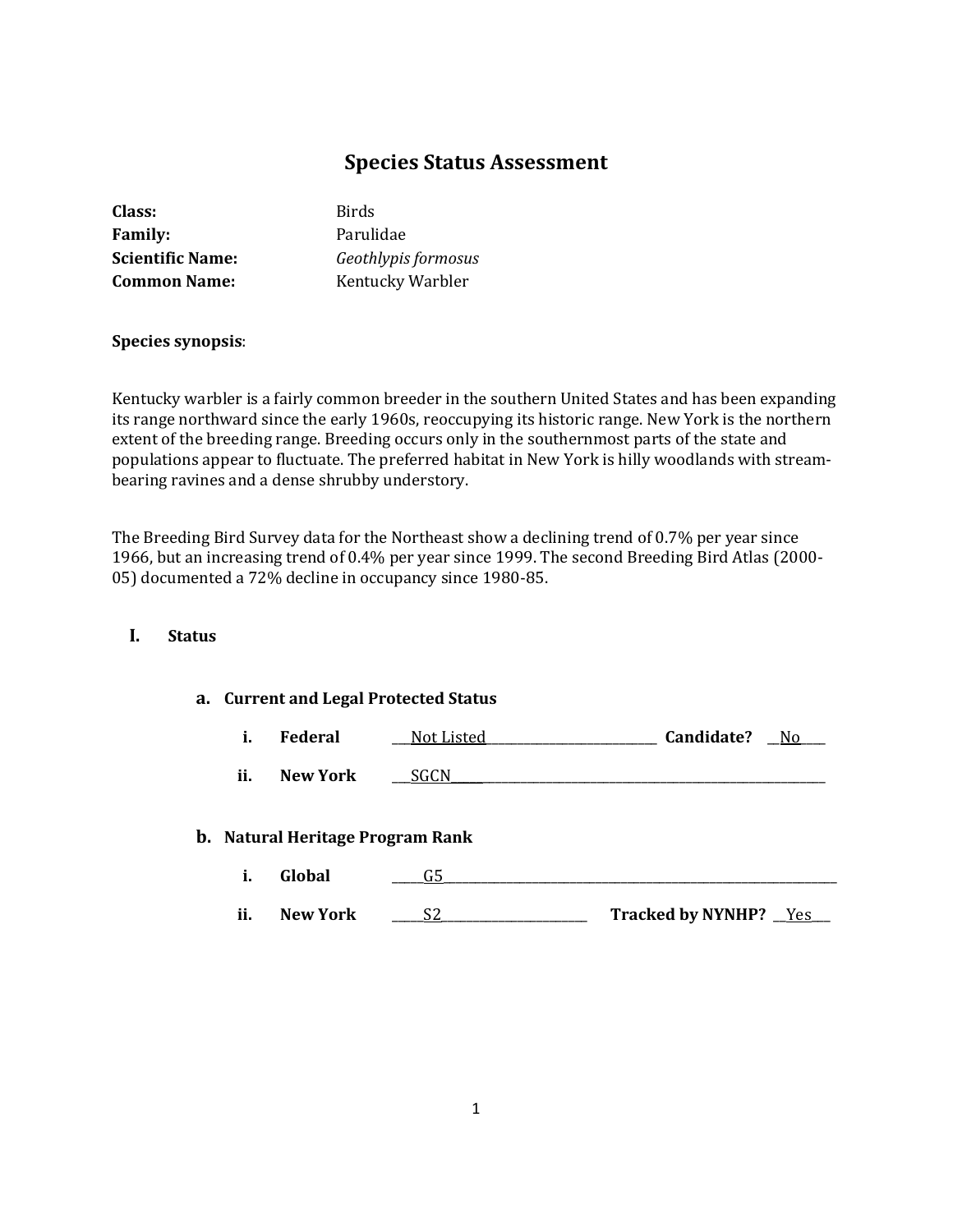# Species Status Assessment

**Class:** Birds
**Family:** Parulidae
**Scientific Name:** *Geothlypis formosus*
**Common Name:** Kentucky Warbler

**Species synopsis**:

Kentucky warbler is a fairly common breeder in the southern United States and has been expanding its range northward since the early 1960s, reoccupying its historic range. New York is the northern extent of the breeding range. Breeding occurs only in the southernmost parts of the state and populations appear to fluctuate. The preferred habitat in New York is hilly woodlands with stream-bearing ravines and a dense shrubby understory.

The Breeding Bird Survey data for the Northeast show a declining trend of 0.7% per year since 1966, but an increasing trend of 0.4% per year since 1999. The second Breeding Bird Atlas (2000-05) documented a 72% decline in occupancy since 1980-85.

## I. Status

### a. Current and Legal Protected Status

i. **Federal** ___Not Listed___ **Candidate?** __No__

ii. **New York** ___SGCN___

### b. Natural Heritage Program Rank

i. **Global** ___G5___

ii. **New York** ___S2___ **Tracked by NYNHP?** __Yes__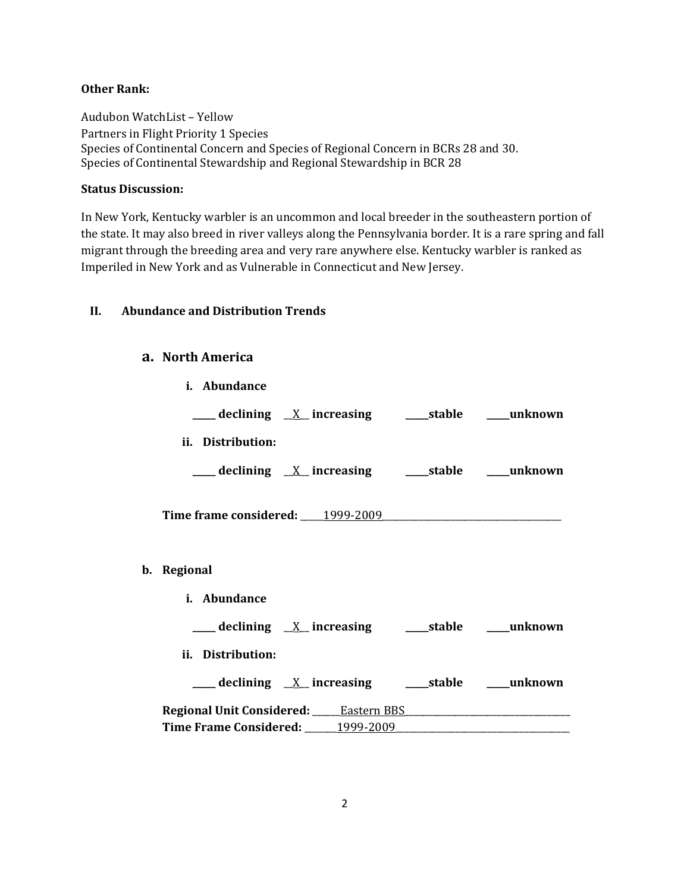**Other Rank:**

Audubon WatchList – Yellow
Partners in Flight Priority 1 Species
Species of Continental Concern and Species of Regional Concern in BCRs 28 and 30.
Species of Continental Stewardship and Regional Stewardship in BCR 28

**Status Discussion:**

In New York, Kentucky warbler is an uncommon and local breeder in the southeastern portion of the state. It may also breed in river valleys along the Pennsylvania border. It is a rare spring and fall migrant through the breeding area and very rare anywhere else. Kentucky warbler is ranked as Imperiled in New York and as Vulnerable in Connecticut and New Jersey.

## II. Abundance and Distribution Trends

### a. North America

**i. Abundance**

**_____ declining __X__ increasing _____stable _____unknown**

**ii. Distribution:**

**_____ declining __X__ increasing _____stable _____unknown**

**Time frame considered:** _____1999-2009_____

### b. Regional

**i. Abundance**

**_____ declining __X__ increasing _____stable _____unknown**

**ii. Distribution:**

**_____ declining __X__ increasing _____stable _____unknown**

**Regional Unit Considered:** _____Eastern BBS_____
**Time Frame Considered:** _____1999-2009_____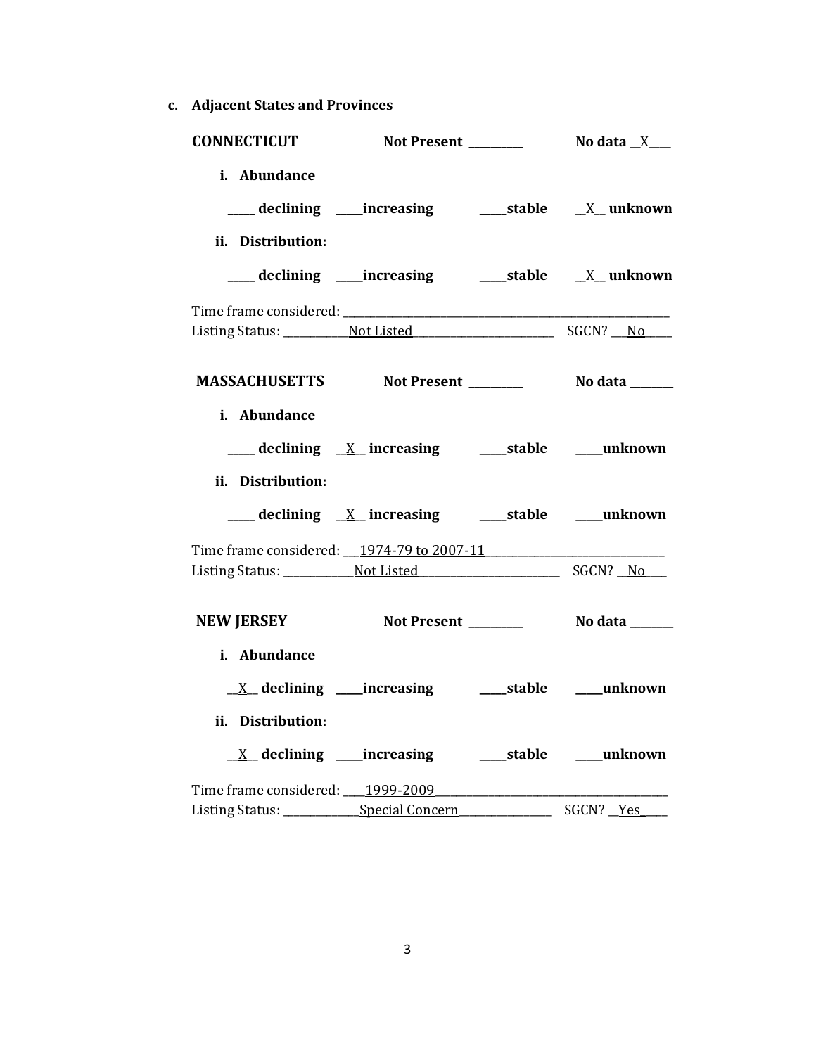**c. Adjacent States and Provinces**

**CONNECTICUT** **Not Present** ________ **No data** __X___

**i. Abundance**

_____ **declining** _____**increasing** _____**stable** __X__ **unknown**

**ii. Distribution:**

_____ **declining** _____**increasing** _____**stable** __X__ **unknown**

Time frame considered: ___________________________________________

Listing Status: ___________Not Listed_______________________ SGCN? ___No_____

**MASSACHUSETTS** **Not Present** ________ **No data** _______

**i. Abundance**

_____ **declining** __X__ **increasing** _____**stable** _____**unknown**

**ii. Distribution:**

_____ **declining** __X__ **increasing** _____**stable** _____**unknown**

Time frame considered: ___1974-79 to 2007-11_____________________________

Listing Status: ____________Not Listed_______________________ SGCN? __No____

**NEW JERSEY** **Not Present** ________ **No data** _______

**i. Abundance**

__X__ **declining** _____**increasing** _____**stable** _____**unknown**

**ii. Distribution:**

__X__ **declining** _____**increasing** _____**stable** _____**unknown**

Time frame considered: ____1999-2009_______________________________________

Listing Status: _____________Special Concern_______________ SGCN? __Yes_____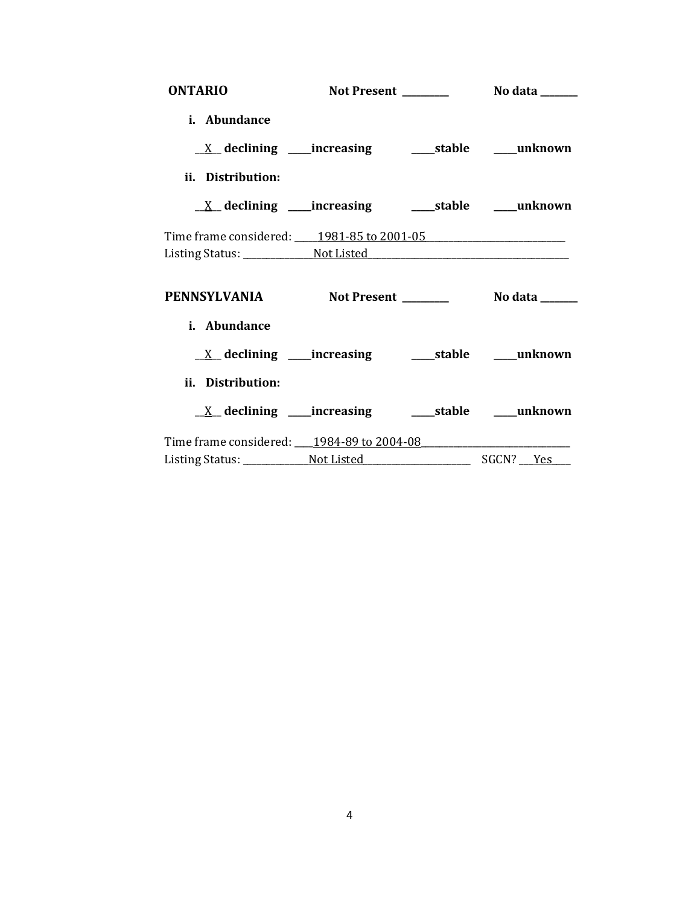**ONTARIO** **Not Present** _________ **No data** _______

**i. Abundance**

__X__ **declining** _____**increasing** _____**stable** _____**unknown**

**ii. Distribution:**

__X__ **declining** _____**increasing** _____**stable** _____**unknown**

Time frame considered: _____1981-85 to 2001-05_____________________________

Listing Status: _______________Not Listed__________________________________________

**PENNSYLVANIA** **Not Present** _________ **No data** _______

**i. Abundance**

__X__ **declining** _____**increasing** _____**stable** _____**unknown**

**ii. Distribution:**

__X__ **declining** _____**increasing** _____**stable** _____**unknown**

Time frame considered: ____1984-89 to 2004-08_______________________________

Listing Status: ______________Not Listed_______________________ SGCN? ___Yes____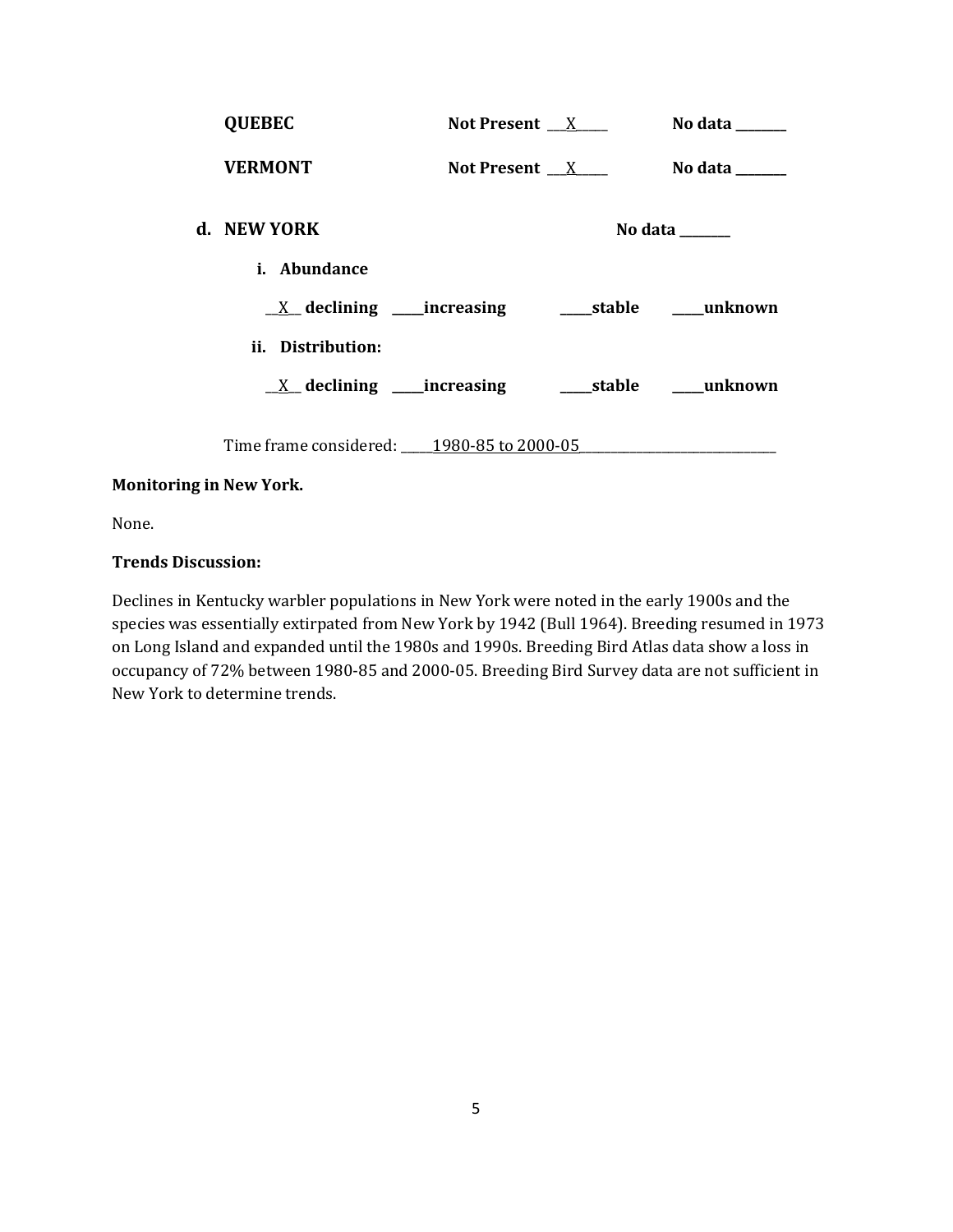**QUEBEC** Not Present \_\_X\_\_ No data \_\_\_\_\_\_\_

**VERMONT** Not Present \_\_X\_\_ No data \_\_\_\_\_\_\_

**d. NEW YORK** No data \_\_\_\_\_\_\_

**i. Abundance**

\_\_X\_\_ **declining** \_\_\_\_\_**increasing** \_\_\_\_\_**stable** \_\_\_\_\_**unknown**

**ii. Distribution:**

\_\_X\_\_ **declining** \_\_\_\_\_**increasing** \_\_\_\_\_**stable** \_\_\_\_\_**unknown**

Time frame considered: \_\_\_\_\_1980-85 to 2000-05\_\_\_\_\_\_\_\_\_\_\_\_\_\_\_\_\_\_\_\_\_\_\_\_\_\_\_\_\_\_

**Monitoring in New York.**

None.

**Trends Discussion:**

Declines in Kentucky warbler populations in New York were noted in the early 1900s and the species was essentially extirpated from New York by 1942 (Bull 1964). Breeding resumed in 1973 on Long Island and expanded until the 1980s and 1990s. Breeding Bird Atlas data show a loss in occupancy of 72% between 1980-85 and 2000-05. Breeding Bird Survey data are not sufficient in New York to determine trends.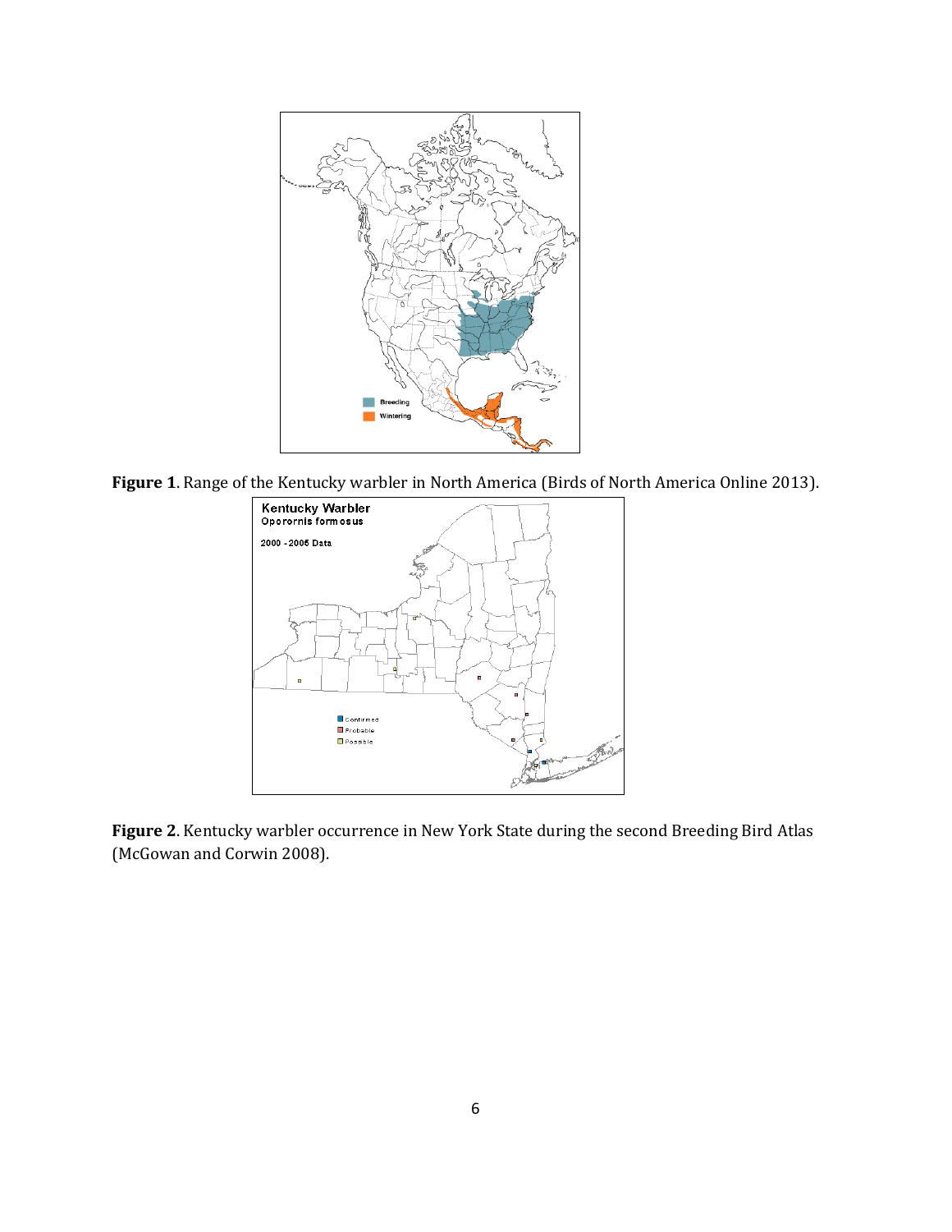**Figure 1**. Range of the Kentucky warbler in North America (Birds of North America Online 2013).

**Figure 2**. Kentucky warbler occurrence in New York State during the second Breeding Bird Atlas (McGowan and Corwin 2008).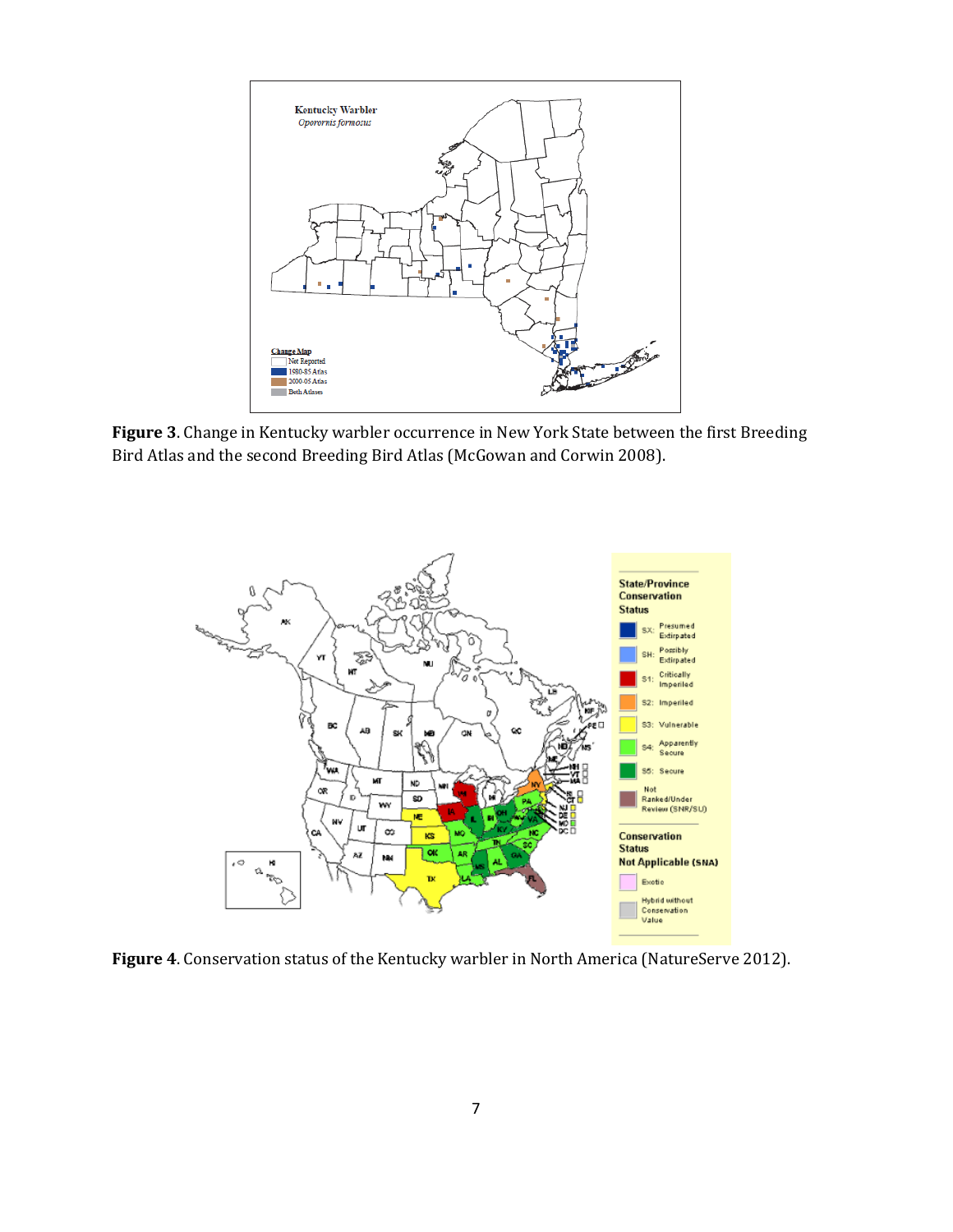**Figure 3**. Change in Kentucky warbler occurrence in New York State between the first Breeding Bird Atlas and the second Breeding Bird Atlas (McGowan and Corwin 2008).

**Figure 4**. Conservation status of the Kentucky warbler in North America (NatureServe 2012).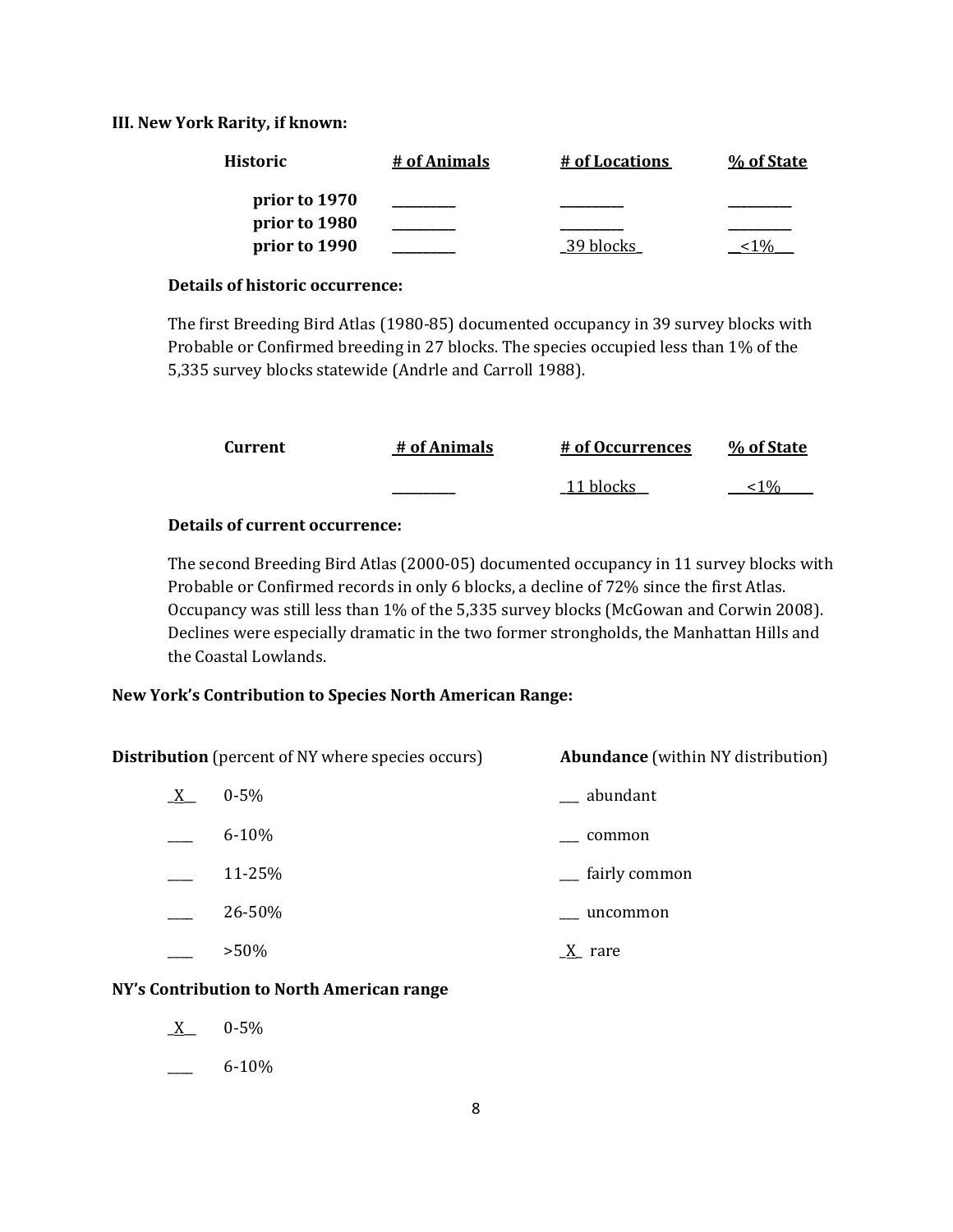**III. New York Rarity, if known:**

| Historic | # of Animals | # of Locations | % of State |
|---|---|---|---|
| prior to 1970 | _________ | _________ | _________ |
| prior to 1980 | _________ | _________ | _________ |
| prior to 1990 | _________ | _39 blocks_ | __<1%__ |

**Details of historic occurrence:**

The first Breeding Bird Atlas (1980-85) documented occupancy in 39 survey blocks with Probable or Confirmed breeding in 27 blocks. The species occupied less than 1% of the 5,335 survey blocks statewide (Andrle and Carroll 1988).

| Current | # of Animals | # of Occurrences | % of State |
|---|---|---|---|
| | _________ | _11 blocks_ | __<1%__ |

**Details of current occurrence:**

The second Breeding Bird Atlas (2000-05) documented occupancy in 11 survey blocks with Probable or Confirmed records in only 6 blocks, a decline of 72% since the first Atlas. Occupancy was still less than 1% of the 5,335 survey blocks (McGowan and Corwin 2008). Declines were especially dramatic in the two former strongholds, the Manhattan Hills and the Coastal Lowlands.

**New York's Contribution to Species North American Range:**

| **Distribution** (percent of NY where species occurs) | | **Abundance** (within NY distribution) |
|---|---|---|
| _X_ | 0-5% | ___ abundant |
| ___ | 6-10% | ___ common |
| ___ | 11-25% | ___ fairly common |
| ___ | 26-50% | ___ uncommon |
| ___ | >50% | _X_ rare |

**NY's Contribution to North American range**

_X_ 0-5%

___ 6-10%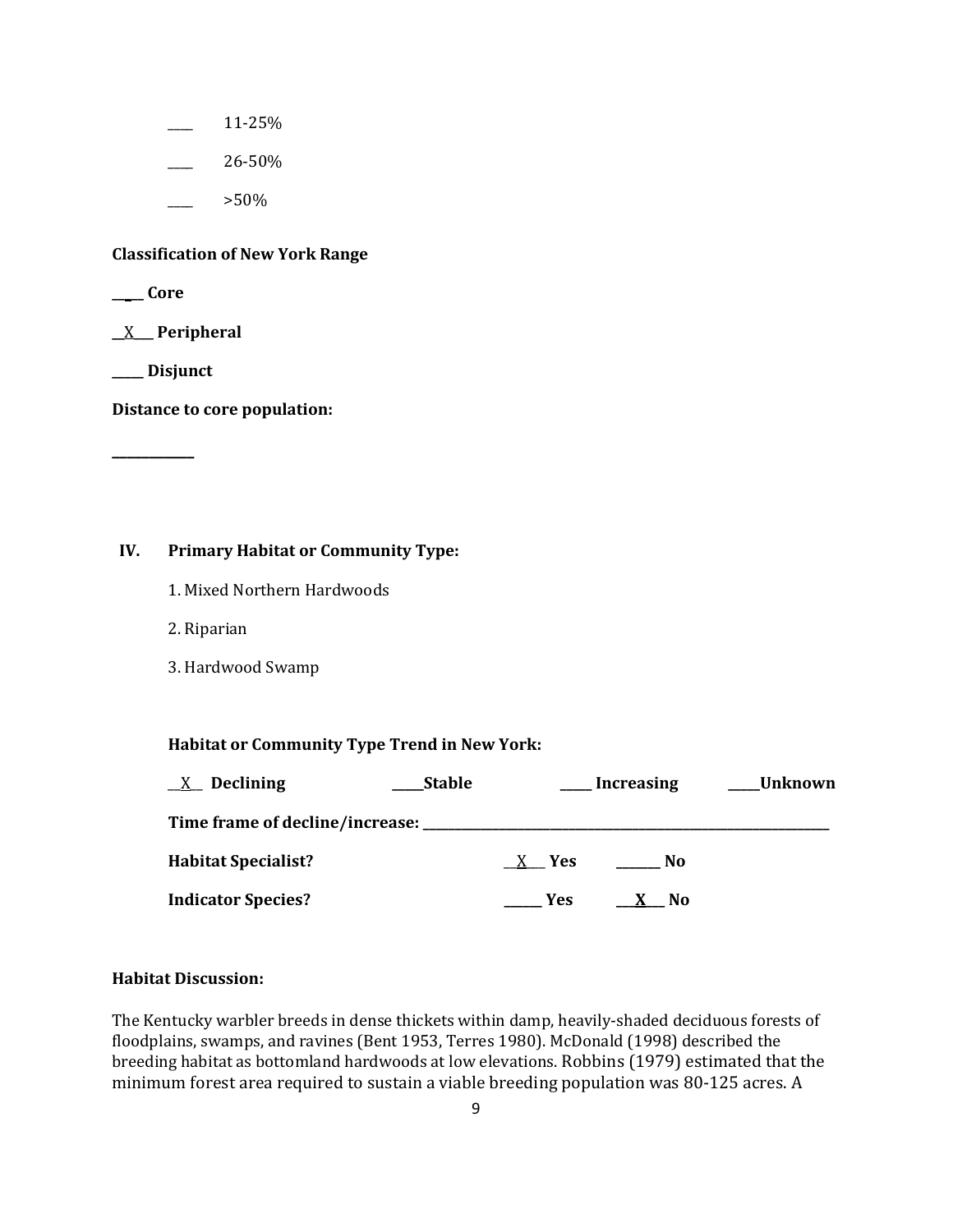\_\_\_\_ 11-25%

\_\_\_\_ 26-50%

\_\_\_\_ >50%

**Classification of New York Range**

**\_\_\_\_ Core**

**\_\_X\_\_ Peripheral**

**\_\_\_\_ Disjunct**

**Distance to core population:**

**\_\_\_\_\_\_\_\_\_\_**

## IV. Primary Habitat or Community Type:

1. Mixed Northern Hardwoods
2. Riparian
3. Hardwood Swamp

**Habitat or Community Type Trend in New York:**

**\_\_X\_\_ Declining** **\_\_\_\_Stable** **\_\_\_\_ Increasing** **\_\_\_\_Unknown**

**Time frame of decline/increase: \_\_\_\_\_\_\_\_\_\_\_\_\_\_\_\_\_\_\_\_\_\_\_\_\_\_\_\_\_\_**

**Habitat Specialist?** \_\_X\_\_ **Yes** \_\_\_\_\_ **No**

**Indicator Species?** \_\_\_\_\_ **Yes** \_\_**X**\_\_ **No**

**Habitat Discussion:**

The Kentucky warbler breeds in dense thickets within damp, heavily-shaded deciduous forests of floodplains, swamps, and ravines (Bent 1953, Terres 1980). McDonald (1998) described the breeding habitat as bottomland hardwoods at low elevations. Robbins (1979) estimated that the minimum forest area required to sustain a viable breeding population was 80-125 acres. A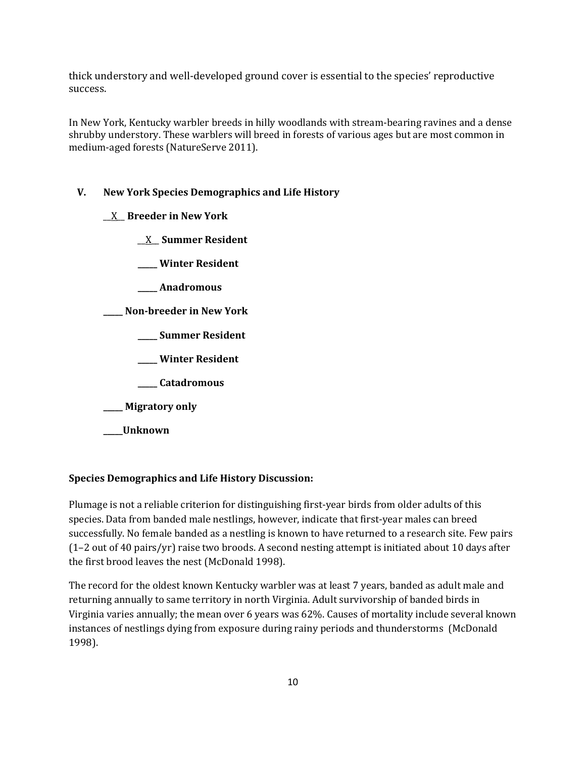thick understory and well-developed ground cover is essential to the species' reproductive success.

In New York, Kentucky warbler breeds in hilly woodlands with stream-bearing ravines and a dense shrubby understory. These warblers will breed in forests of various ages but are most common in medium-aged forests (NatureServe 2011).

## V. New York Species Demographics and Life History

__X__ **Breeder in New York**

  __X__ **Summer Resident**

  _____ **Winter Resident**

  _____ **Anadromous**

_____ **Non-breeder in New York**

  _____ **Summer Resident**

  _____ **Winter Resident**

  _____ **Catadromous**

_____ **Migratory only**

_____**Unknown**

**Species Demographics and Life History Discussion:**

Plumage is not a reliable criterion for distinguishing first-year birds from older adults of this species. Data from banded male nestlings, however, indicate that first-year males can breed successfully. No female banded as a nestling is known to have returned to a research site. Few pairs (1–2 out of 40 pairs/yr) raise two broods. A second nesting attempt is initiated about 10 days after the first brood leaves the nest (McDonald 1998).

The record for the oldest known Kentucky warbler was at least 7 years, banded as adult male and returning annually to same territory in north Virginia. Adult survivorship of banded birds in Virginia varies annually; the mean over 6 years was 62%. Causes of mortality include several known instances of nestlings dying from exposure during rainy periods and thunderstorms (McDonald 1998).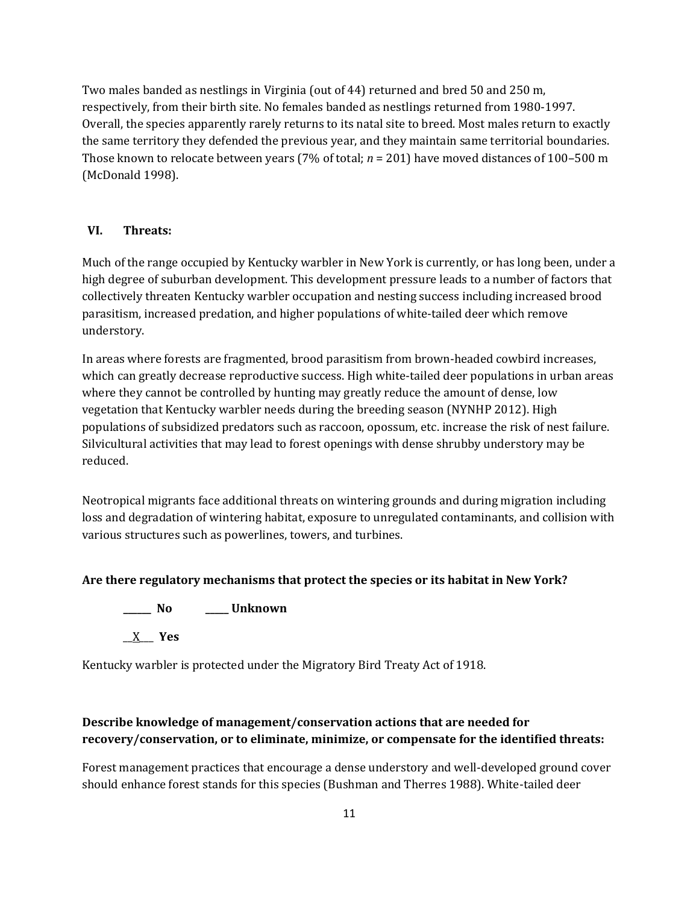Two males banded as nestlings in Virginia (out of 44) returned and bred 50 and 250 m, respectively, from their birth site. No females banded as nestlings returned from 1980-1997. Overall, the species apparently rarely returns to its natal site to breed. Most males return to exactly the same territory they defended the previous year, and they maintain same territorial boundaries. Those known to relocate between years (7% of total; $n$ = 201) have moved distances of 100–500 m (McDonald 1998).

## VI. Threats:

Much of the range occupied by Kentucky warbler in New York is currently, or has long been, under a high degree of suburban development. This development pressure leads to a number of factors that collectively threaten Kentucky warbler occupation and nesting success including increased brood parasitism, increased predation, and higher populations of white-tailed deer which remove understory.

In areas where forests are fragmented, brood parasitism from brown-headed cowbird increases, which can greatly decrease reproductive success. High white-tailed deer populations in urban areas where they cannot be controlled by hunting may greatly reduce the amount of dense, low vegetation that Kentucky warbler needs during the breeding season (NYNHP 2012). High populations of subsidized predators such as raccoon, opossum, etc. increase the risk of nest failure. Silvicultural activities that may lead to forest openings with dense shrubby understory may be reduced.

Neotropical migrants face additional threats on wintering grounds and during migration including loss and degradation of wintering habitat, exposure to unregulated contaminants, and collision with various structures such as powerlines, towers, and turbines.

**Are there regulatory mechanisms that protect the species or its habitat in New York?**

______ **No** _____ **Unknown**

__X___ **Yes**

Kentucky warbler is protected under the Migratory Bird Treaty Act of 1918.

**Describe knowledge of management/conservation actions that are needed for recovery/conservation, or to eliminate, minimize, or compensate for the identified threats:**

Forest management practices that encourage a dense understory and well-developed ground cover should enhance forest stands for this species (Bushman and Therres 1988). White-tailed deer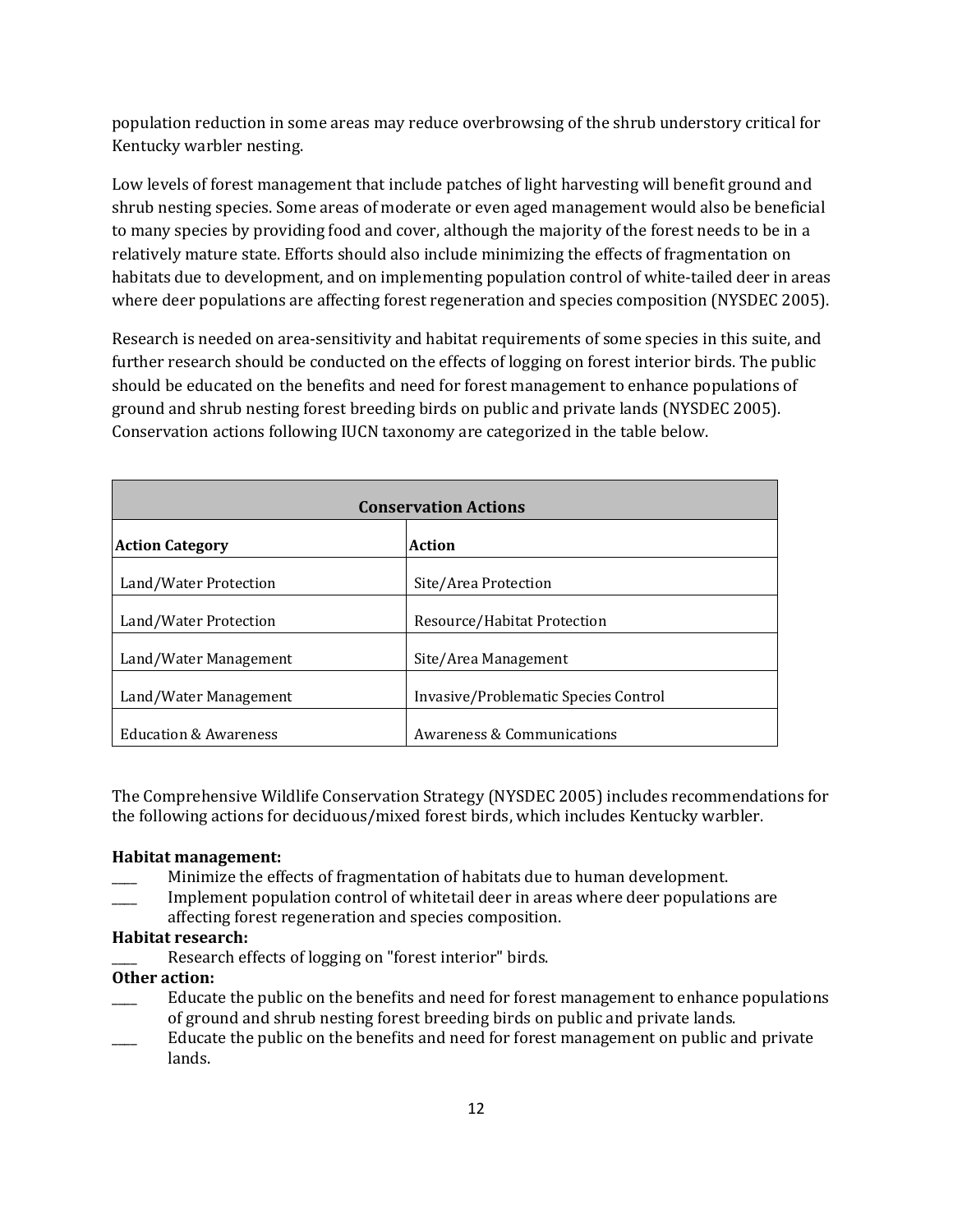population reduction in some areas may reduce overbrowsing of the shrub understory critical for Kentucky warbler nesting.

Low levels of forest management that include patches of light harvesting will benefit ground and shrub nesting species. Some areas of moderate or even aged management would also be beneficial to many species by providing food and cover, although the majority of the forest needs to be in a relatively mature state. Efforts should also include minimizing the effects of fragmentation on habitats due to development, and on implementing population control of white-tailed deer in areas where deer populations are affecting forest regeneration and species composition (NYSDEC 2005).

Research is needed on area-sensitivity and habitat requirements of some species in this suite, and further research should be conducted on the effects of logging on forest interior birds. The public should be educated on the benefits and need for forest management to enhance populations of ground and shrub nesting forest breeding birds on public and private lands (NYSDEC 2005). Conservation actions following IUCN taxonomy are categorized in the table below.

| **Conservation Actions** | |
|---|---|
| **Action Category** | **Action** |
| Land/Water Protection | Site/Area Protection |
| Land/Water Protection | Resource/Habitat Protection |
| Land/Water Management | Site/Area Management |
| Land/Water Management | Invasive/Problematic Species Control |
| Education & Awareness | Awareness & Communications |

The Comprehensive Wildlife Conservation Strategy (NYSDEC 2005) includes recommendations for the following actions for deciduous/mixed forest birds, which includes Kentucky warbler.

**Habitat management:**

____ Minimize the effects of fragmentation of habitats due to human development.

____ Implement population control of whitetail deer in areas where deer populations are affecting forest regeneration and species composition.

**Habitat research:**

____ Research effects of logging on "forest interior" birds.

**Other action:**

____ Educate the public on the benefits and need for forest management to enhance populations of ground and shrub nesting forest breeding birds on public and private lands.

____ Educate the public on the benefits and need for forest management on public and private lands.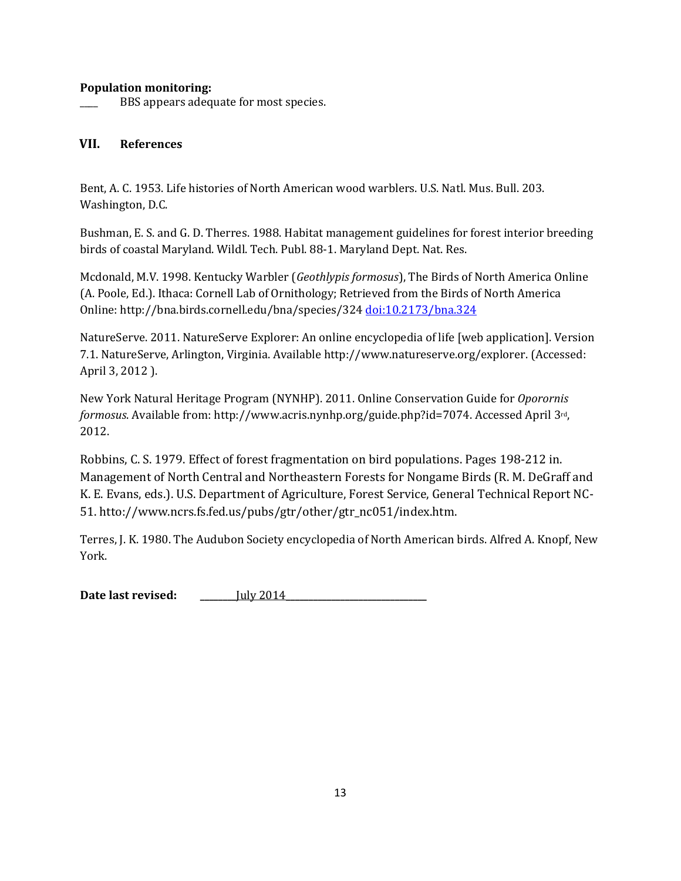**Population monitoring:**

____ BBS appears adequate for most species.

## VII. References

Bent, A. C. 1953. Life histories of North American wood warblers. U.S. Natl. Mus. Bull. 203. Washington, D.C.

Bushman, E. S. and G. D. Therres. 1988. Habitat management guidelines for forest interior breeding birds of coastal Maryland. Wildl. Tech. Publ. 88-1. Maryland Dept. Nat. Res.

Mcdonald, M.V. 1998. Kentucky Warbler (*Geothlypis formosus*), The Birds of North America Online (A. Poole, Ed.). Ithaca: Cornell Lab of Ornithology; Retrieved from the Birds of North America Online: http://bna.birds.cornell.edu/bna/species/324 doi:10.2173/bna.324

NatureServe. 2011. NatureServe Explorer: An online encyclopedia of life [web application]. Version 7.1. NatureServe, Arlington, Virginia. Available http://www.natureserve.org/explorer. (Accessed: April 3, 2012 ).

New York Natural Heritage Program (NYNHP). 2011. Online Conservation Guide for *Oporornis formosus*. Available from: http://www.acris.nynhp.org/guide.php?id=7074. Accessed April 3rd, 2012.

Robbins, C. S. 1979. Effect of forest fragmentation on bird populations. Pages 198-212 in. Management of North Central and Northeastern Forests for Nongame Birds (R. M. DeGraff and K. E. Evans, eds.). U.S. Department of Agriculture, Forest Service, General Technical Report NC-51. htto://www.ncrs.fs.fed.us/pubs/gtr/other/gtr_nc051/index.htm.

Terres, J. K. 1980. The Audubon Society encyclopedia of North American birds. Alfred A. Knopf, New York.

**Date last revised:** _______July 2014_____________________________